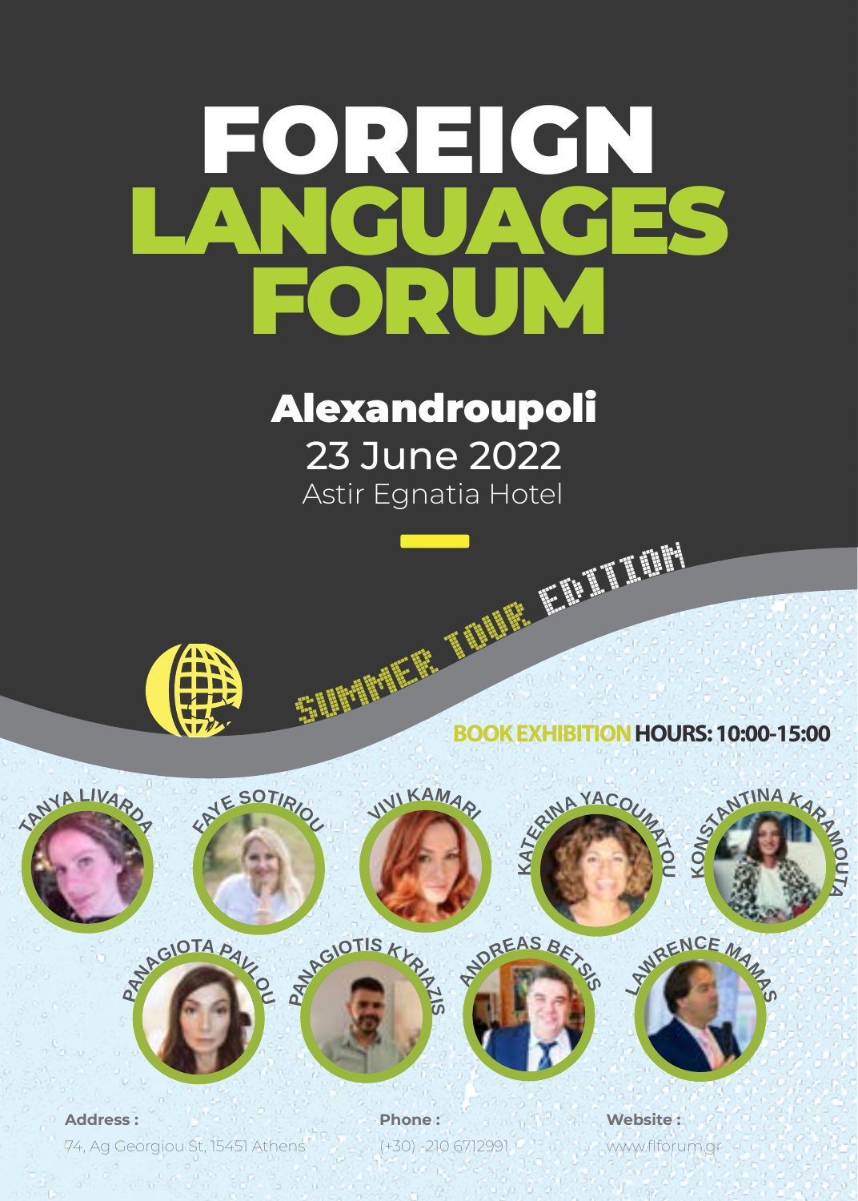# FOREIGN LANGUAGES FORUM

## Alexandroupoli

23 June 2022

Astir Egnatia Hotel

SUMMER TOUR EDITION

**BOOK EXHIBITION HOURS: 10:00-15:00**

TANYA LIVARDA

FAYE SOTIRIOU

VIVI KAMARI

KATERINA YACOUMATOU

KONSTANTINA KARAMOUTA

PANAGIOTA PAVLOU

PANAGIOTIS KYRIAZIS

ANDREAS BETSIS

LAWRENCE MAMAS

**Address :**
74, Ag Georgiou St, 15451 Athens

**Phone :**
(+30) -210 6712991

**Website :**
www.flforum.gr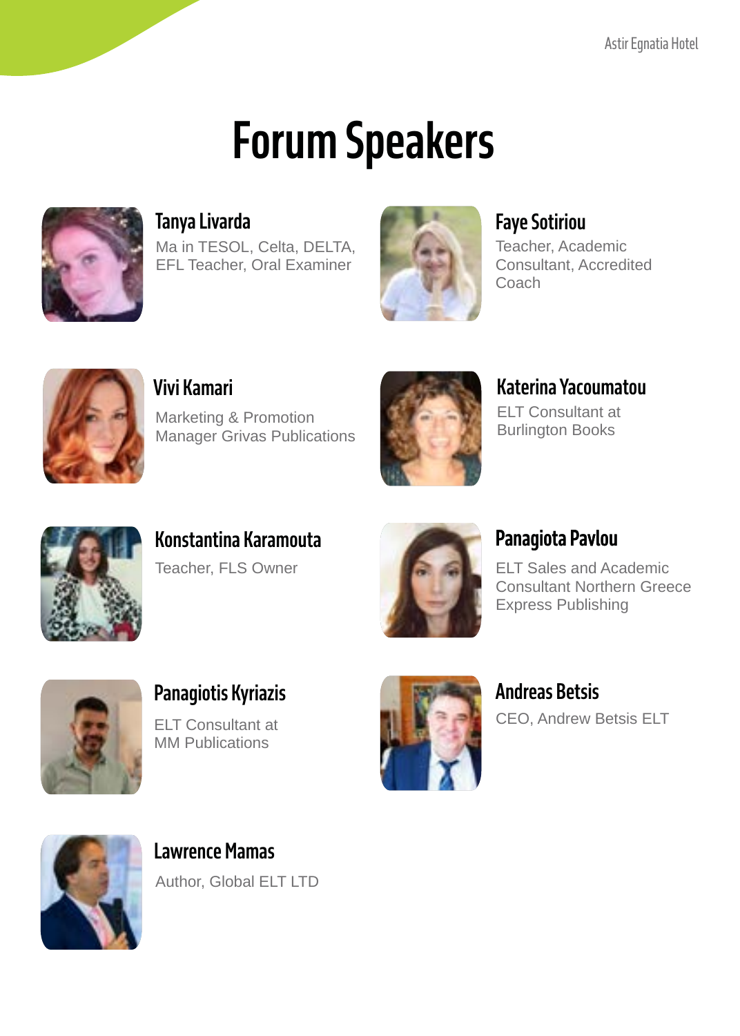# Forum Speakers

### Tanya Livarda
Ma in TESOL, Celta, DELTA, EFL Teacher, Oral Examiner

### Faye Sotiriou
Teacher, Academic Consultant, Accredited Coach

### Vivi Kamari
Marketing & Promotion Manager Grivas Publications

### Katerina Yacoumatou
ELT Consultant at Burlington Books

### Konstantina Karamouta
Teacher, FLS Owner

### Panagiota Pavlou
ELT Sales and Academic Consultant Northern Greece Express Publishing

### Panagiotis Kyriazis
ELT Consultant at MM Publications

### Andreas Betsis
CEO, Andrew Betsis ELT

### Lawrence Mamas
Author, Global ELT LTD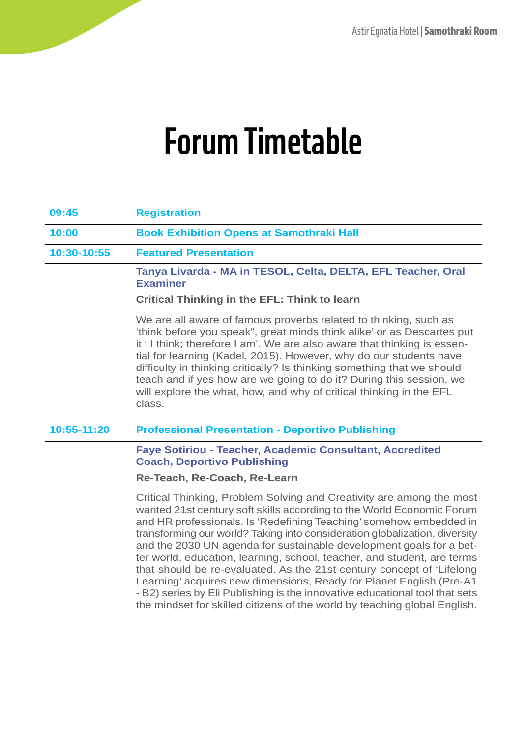# Forum Timetable

**09:45** **Registration**

**10:00** **Book Exhibition Opens at Samothraki Hall**

**10:30-10:55** **Featured Presentation**

**Tanya Livarda - MA in TESOL, Celta, DELTA, EFL Teacher, Oral Examiner**

**Critical Thinking in the EFL: Think to learn**

We are all aware of famous proverbs related to thinking, such as 'think before you speak", great minds think alike' or as Descartes put it ' I think; therefore I am'. We are also aware that thinking is essential for learning (Kadel, 2015). However, why do our students have difficulty in thinking critically? Is thinking something that we should teach and if yes how are we going to do it? During this session, we will explore the what, how, and why of critical thinking in the EFL class.

**10:55-11:20** **Professional Presentation - Deportivo Publishing**

**Faye Sotiriou - Teacher, Academic Consultant, Accredited Coach, Deportivo Publishing**

**Re-Teach, Re-Coach, Re-Learn**

Critical Thinking, Problem Solving and Creativity are among the most wanted 21st century soft skills according to the World Economic Forum and HR professionals. Is 'Redefining Teaching' somehow embedded in transforming our world? Taking into consideration globalization, diversity and the 2030 UN agenda for sustainable development goals for a better world, education, learning, school, teacher, and student, are terms that should be re-evaluated. As the 21st century concept of 'Lifelong Learning' acquires new dimensions, Ready for Planet English (Pre-A1 - B2) series by Eli Publishing is the innovative educational tool that sets the mindset for skilled citizens of the world by teaching global English.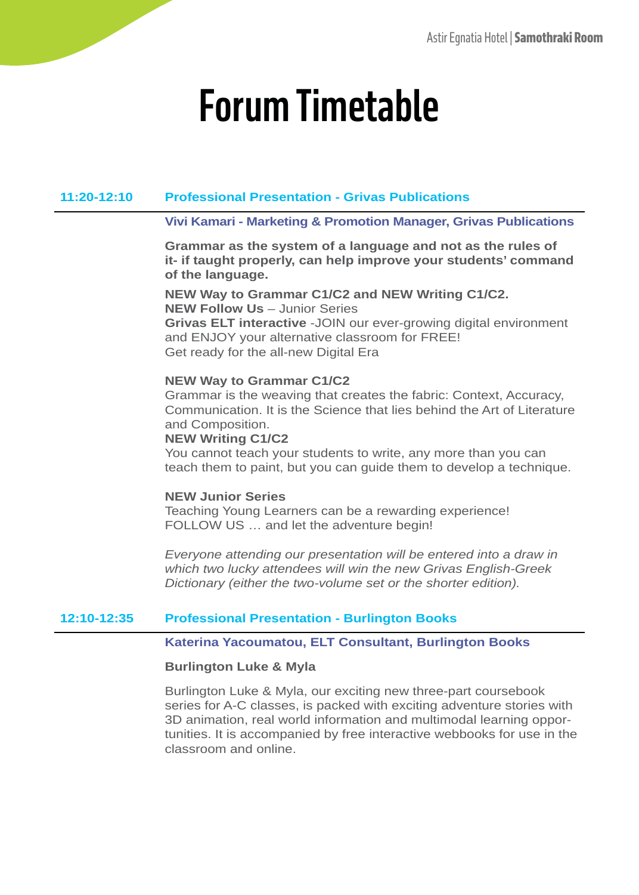Astir Egnatia Hotel | **Samothraki Room**

# Forum Timetable

## 11:20-12:10 Professional Presentation - Grivas Publications

**Vivi Kamari - Marketing & Promotion Manager, Grivas Publications**

**Grammar as the system of a language and not as the rules of it- if taught properly, can help improve your students' command of the language.**

**NEW Way to Grammar C1/C2 and NEW Writing C1/C2.**
**NEW Follow Us** – Junior Series
**Grivas ELT interactive** -JOIN our ever-growing digital environment and ENJOY your alternative classroom for FREE!
Get ready for the all-new Digital Era

**NEW Way to Grammar C1/C2**
Grammar is the weaving that creates the fabric: Context, Accuracy, Communication. It is the Science that lies behind the Art of Literature and Composition.
**NEW Writing C1/C2**
You cannot teach your students to write, any more than you can teach them to paint, but you can guide them to develop a technique.

**NEW Junior Series**
Teaching Young Learners can be a rewarding experience!
FOLLOW US … and let the adventure begin!

*Everyone attending our presentation will be entered into a draw in which two lucky attendees will win the new Grivas English-Greek Dictionary (either the two-volume set or the shorter edition).*

## 12:10-12:35 Professional Presentation - Burlington Books

**Katerina Yacoumatou, ELT Consultant, Burlington Books**

**Burlington Luke & Myla**

Burlington Luke & Myla, our exciting new three-part coursebook series for A-C classes, is packed with exciting adventure stories with 3D animation, real world information and multimodal learning opportunities. It is accompanied by free interactive webbooks for use in the classroom and online.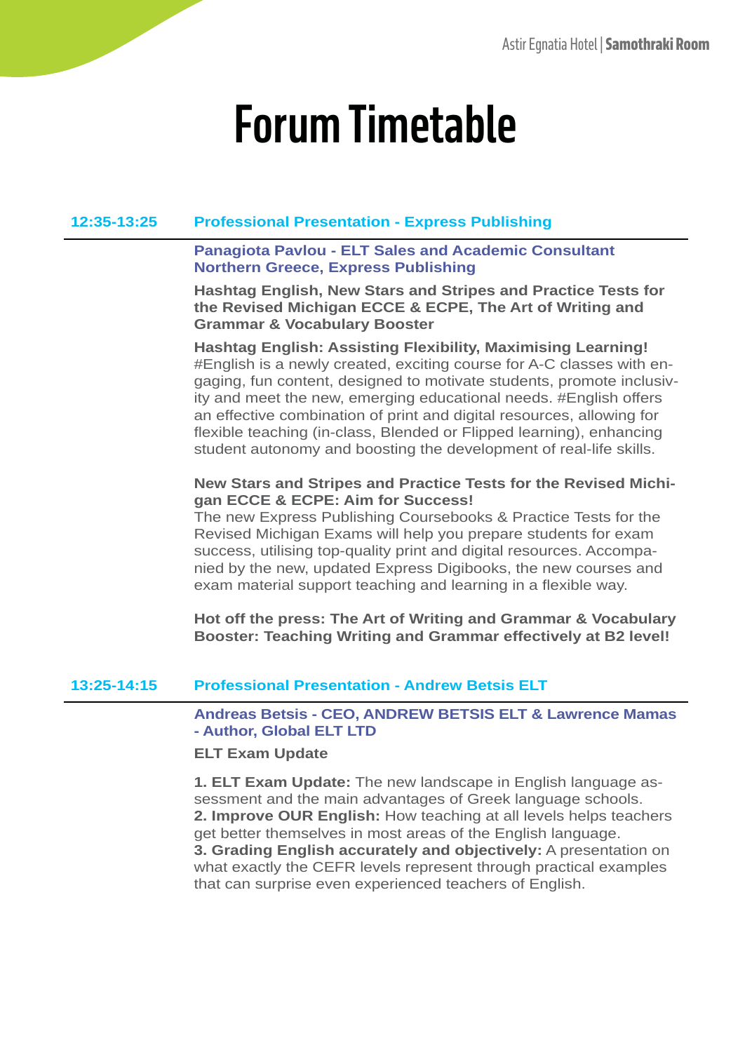Astir Egnatia Hotel | **Samothraki Room**

# Forum Timetable

**12:35-13:25** **Professional Presentation - Express Publishing**

**Panagiota Pavlou - ELT Sales and Academic Consultant Northern Greece, Express Publishing**

**Hashtag English, New Stars and Stripes and Practice Tests for the Revised Michigan ECCE & ECPE, The Art of Writing and Grammar & Vocabulary Booster**

**Hashtag English: Assisting Flexibility, Maximising Learning!**
#English is a newly created, exciting course for A-C classes with engaging, fun content, designed to motivate students, promote inclusivity and meet the new, emerging educational needs. #English offers an effective combination of print and digital resources, allowing for flexible teaching (in-class, Blended or Flipped learning), enhancing student autonomy and boosting the development of real-life skills.

**New Stars and Stripes and Practice Tests for the Revised Michigan ECCE & ECPE: Aim for Success!**
The new Express Publishing Coursebooks & Practice Tests for the Revised Michigan Exams will help you prepare students for exam success, utilising top-quality print and digital resources. Accompanied by the new, updated Express Digibooks, the new courses and exam material support teaching and learning in a flexible way.

**Hot off the press: The Art of Writing and Grammar & Vocabulary Booster: Teaching Writing and Grammar effectively at B2 level!**

**13:25-14:15** **Professional Presentation - Andrew Betsis ELT**

**Andreas Betsis - CEO, ANDREW BETSIS ELT & Lawrence Mamas - Author, Global ELT LTD**

**ELT Exam Update**

**1. ELT Exam Update:** The new landscape in English language assessment and the main advantages of Greek language schools.
**2. Improve OUR English:** How teaching at all levels helps teachers get better themselves in most areas of the English language.
**3. Grading English accurately and objectively:** A presentation on what exactly the CEFR levels represent through practical examples that can surprise even experienced teachers of English.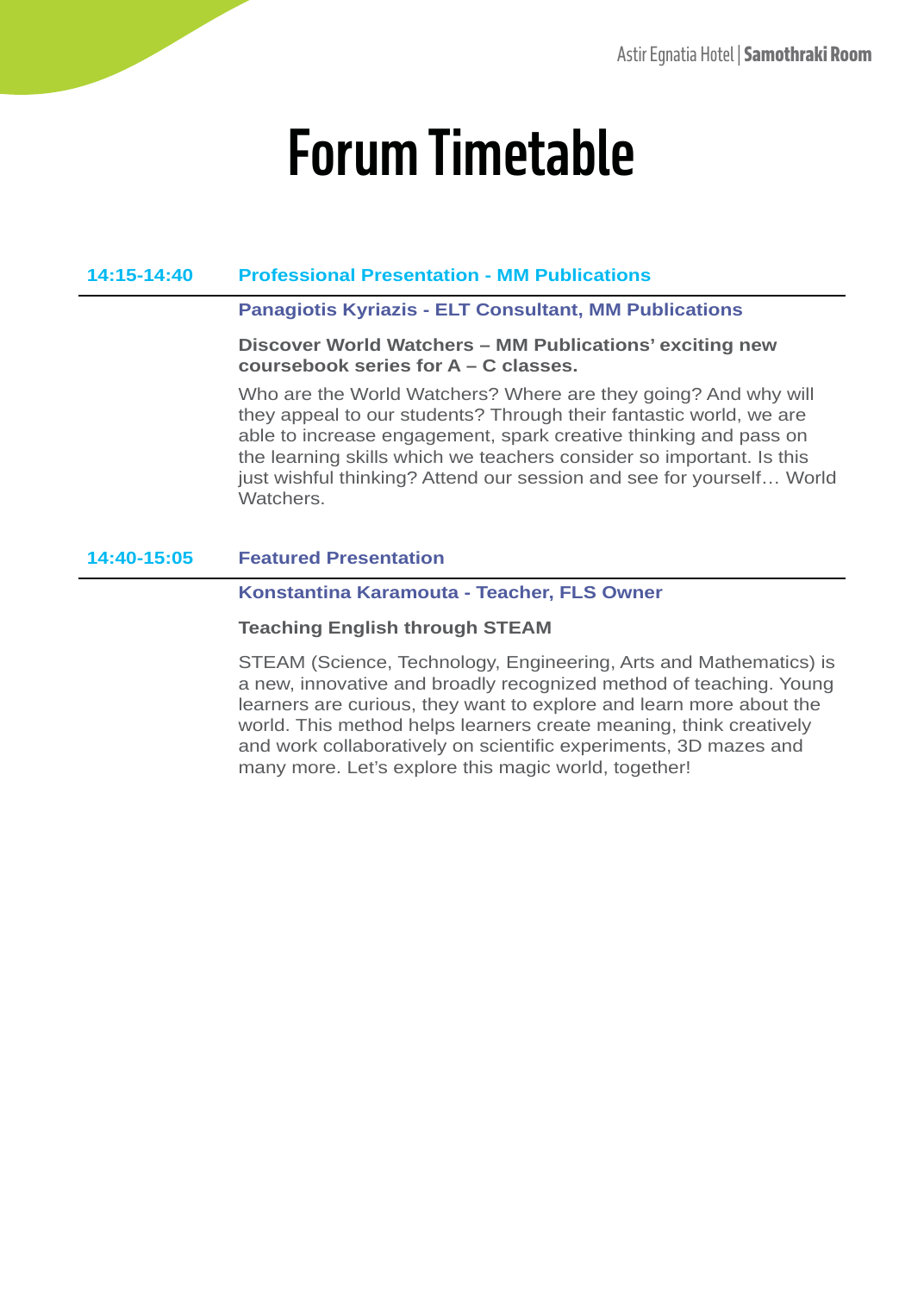# Forum Timetable

**14:15-14:40** **Professional Presentation - MM Publications**

**Panagiotis Kyriazis - ELT Consultant, MM Publications**

**Discover World Watchers – MM Publications' exciting new coursebook series for A – C classes.**

Who are the World Watchers? Where are they going? And why will they appeal to our students? Through their fantastic world, we are able to increase engagement, spark creative thinking and pass on the learning skills which we teachers consider so important. Is this just wishful thinking? Attend our session and see for yourself… World Watchers.

**14:40-15:05** **Featured Presentation**

**Konstantina Karamouta - Teacher, FLS Owner**

**Teaching English through STEAM**

STEAM (Science, Technology, Engineering, Arts and Mathematics) is a new, innovative and broadly recognized method of teaching. Young learners are curious, they want to explore and learn more about the world. This method helps learners create meaning, think creatively and work collaboratively on scientific experiments, 3D mazes and many more. Let's explore this magic world, together!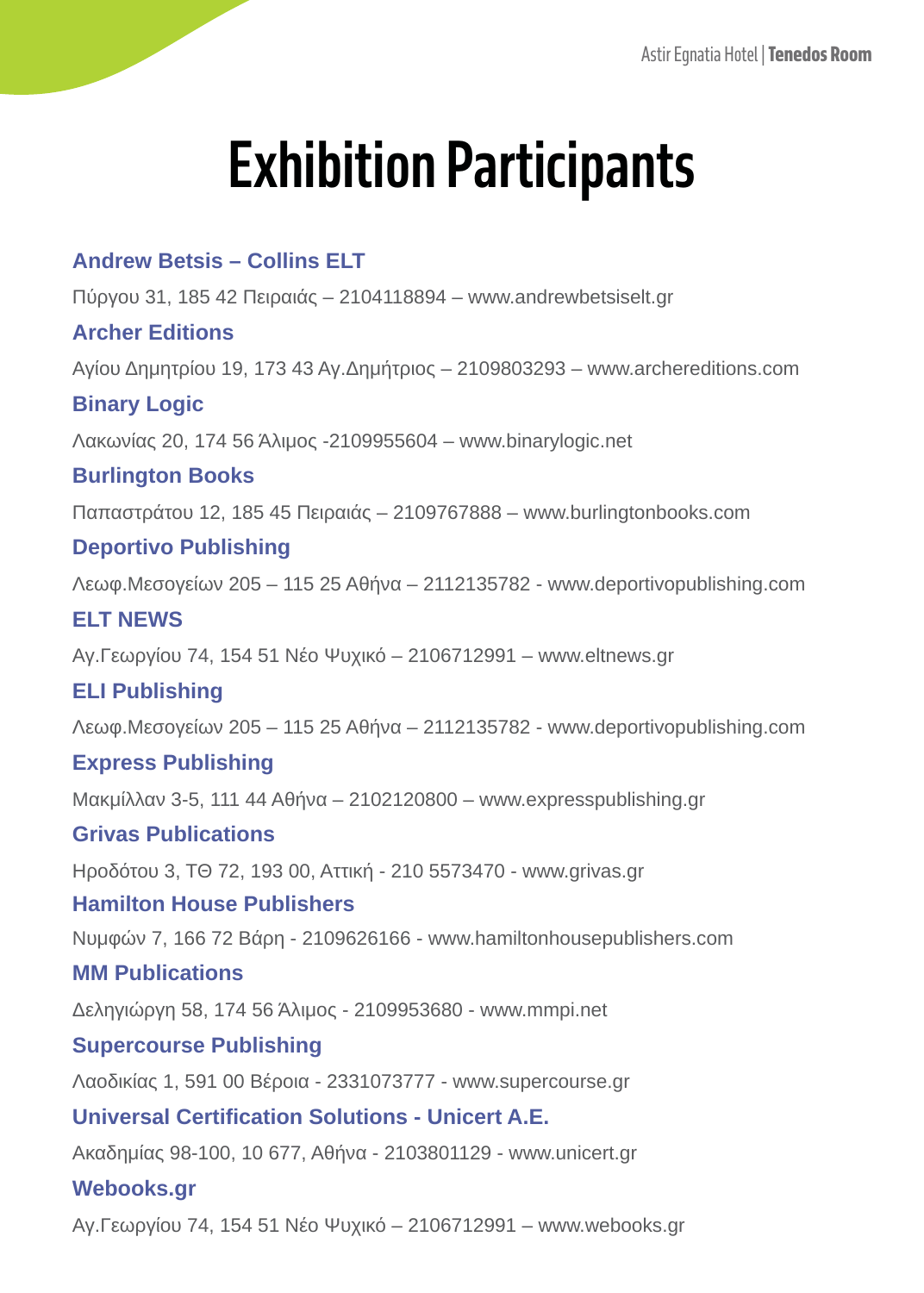# Exhibition Participants

**Andrew Betsis – Collins ELT**

Πύργου 31, 185 42 Πειραιάς – 2104118894 – www.andrewbetsiselt.gr

**Archer Editions**

Αγίου Δημητρίου 19, 173 43 Αγ.Δημήτριος – 2109803293 – www.archereditions.com

**Binary Logic**

Λακωνίας 20, 174 56 Άλιμος -2109955604 – www.binarylogic.net

**Burlington Books**

Παπαστράτου 12, 185 45 Πειραιάς – 2109767888 – www.burlingtonbooks.com

**Deportivo Publishing**

Λεωφ.Μεσογείων 205 – 115 25 Αθήνα – 2112135782 - www.deportivopublishing.com

**ELT NEWS**

Αγ.Γεωργίου 74, 154 51 Νέο Ψυχικό – 2106712991 – www.eltnews.gr

**ELI Publishing**

Λεωφ.Μεσογείων 205 – 115 25 Αθήνα – 2112135782 - www.deportivopublishing.com

**Express Publishing**

Μακμίλλαν 3-5, 111 44 Αθήνα – 2102120800 – www.expresspublishing.gr

**Grivas Publications**

Ηροδότου 3, ΤΘ 72, 193 00, Αττική - 210 5573470 - www.grivas.gr

**Hamilton House Publishers**

Νυμφών 7, 166 72 Βάρη - 2109626166 - www.hamiltonhousepublishers.com

**MM Publications**

Δεληγιώργη 58, 174 56 Άλιμος - 2109953680 - www.mmpi.net

**Supercourse Publishing**

Λαοδικίας 1, 591 00 Βέροια - 2331073777 - www.supercourse.gr

**Universal Certification Solutions - Unicert A.E.**

Ακαδημίας 98-100, 10 677, Αθήνα - 2103801129 - www.unicert.gr

**Webooks.gr**

Αγ.Γεωργίου 74, 154 51 Νέο Ψυχικό – 2106712991 – www.webooks.gr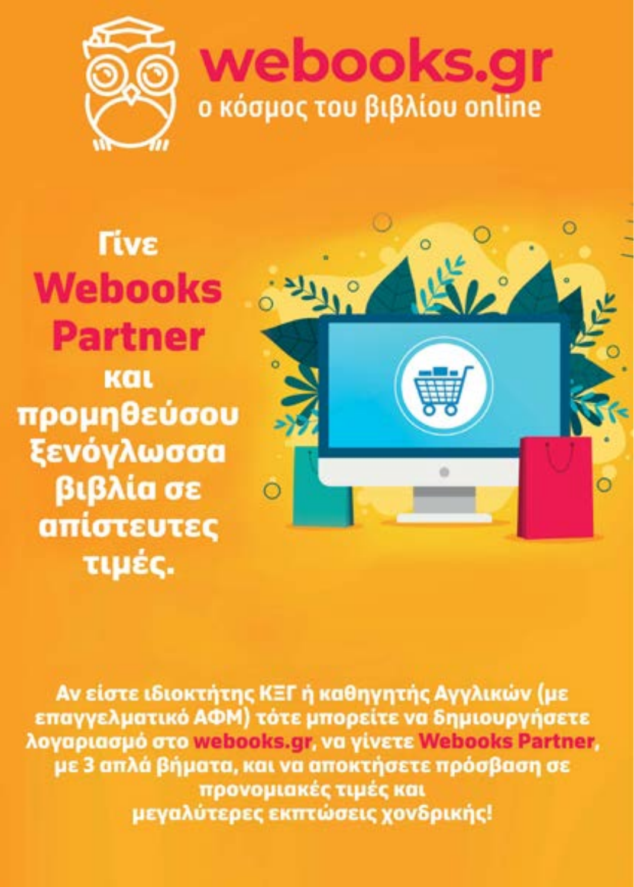# webooks.gr

ο κόσμος του βιβλίου online

## Γίνε **Webooks Partner** και προμηθεύσου ξενόγλωσσα βιβλία σε απίστευτες τιμές.

**Αν είστε ιδιοκτήτης ΚΞΓ ή καθηγητής Αγγλικών (με επαγγελματικό ΑΦΜ) τότε μπορείτε να δημιουργήσετε λογαριασμό στο webooks.gr, να γίνετε Webooks Partner, με 3 απλά βήματα, και να αποκτήσετε πρόσβαση σε προνομιακές τιμές και μεγαλύτερες εκπτώσεις χονδρικής!**